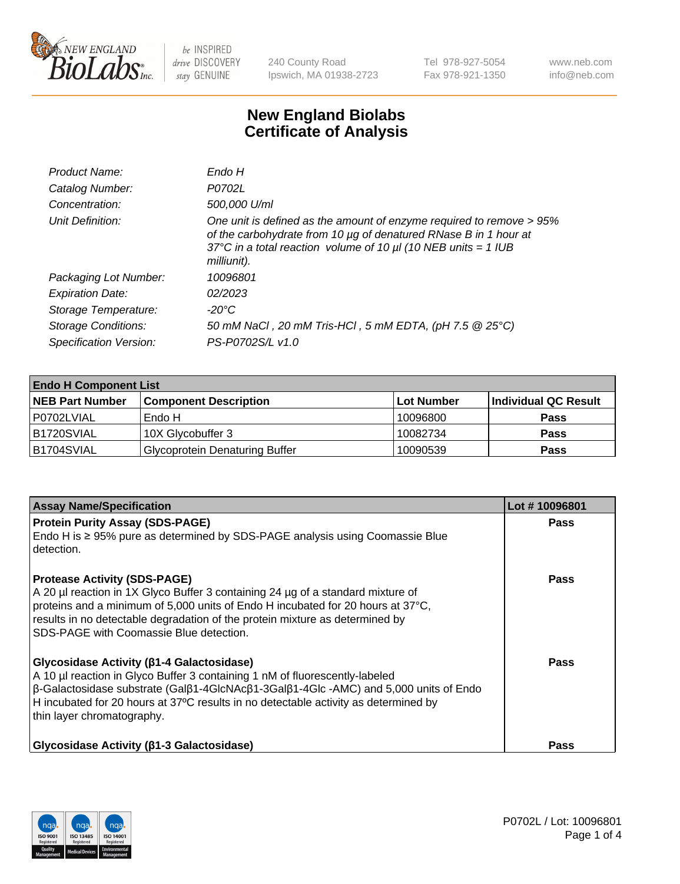# New England Biolabs Certificate of Analysis

| | |
|---|---|
| *Product Name:* | *Endo H* |
| *Catalog Number:* | *P0702L* |
| *Concentration:* | *500,000 U/ml* |
| *Unit Definition:* | *One unit is defined as the amount of enzyme required to remove > 95% of the carbohydrate from 10 µg of denatured RNase B in 1 hour at 37°C in a total reaction volume of 10 µl (10 NEB units = 1 IUB milliunit).* |
| *Packaging Lot Number:* | *10096801* |
| *Expiration Date:* | *02/2023* |
| *Storage Temperature:* | *-20°C* |
| *Storage Conditions:* | *50 mM NaCl , 20 mM Tris-HCl , 5 mM EDTA, (pH 7.5 @ 25°C)* |
| *Specification Version:* | *PS-P0702S/L v1.0* |

| **Endo H Component List** | | | |
|---|---|---|---|
| **NEB Part Number** | **Component Description** | **Lot Number** | **Individual QC Result** |
| P0702LVIAL | Endo H | 10096800 | **Pass** |
| B1720SVIAL | 10X Glycobuffer 3 | 10082734 | **Pass** |
| B1704SVIAL | Glycoprotein Denaturing Buffer | 10090539 | **Pass** |

| **Assay Name/Specification** | **Lot # 10096801** |
|---|---|
| **Protein Purity Assay (SDS-PAGE)**<br>Endo H is ≥ 95% pure as determined by SDS-PAGE analysis using Coomassie Blue detection. | **Pass** |
| **Protease Activity (SDS-PAGE)**<br>A 20 µl reaction in 1X Glyco Buffer 3 containing 24 µg of a standard mixture of proteins and a minimum of 5,000 units of Endo H incubated for 20 hours at 37°C, results in no detectable degradation of the protein mixture as determined by SDS-PAGE with Coomassie Blue detection. | **Pass** |
| **Glycosidase Activity (β1-4 Galactosidase)**<br>A 10 µl reaction in Glyco Buffer 3 containing 1 nM of fluorescently-labeled β-Galactosidase substrate (Galβ1-4GlcNAcβ1-3Galβ1-4Glc -AMC) and 5,000 units of Endo H incubated for 20 hours at 37ºC results in no detectable activity as determined by thin layer chromatography. | **Pass** |
| **Glycosidase Activity (β1-3 Galactosidase)** | **Pass** |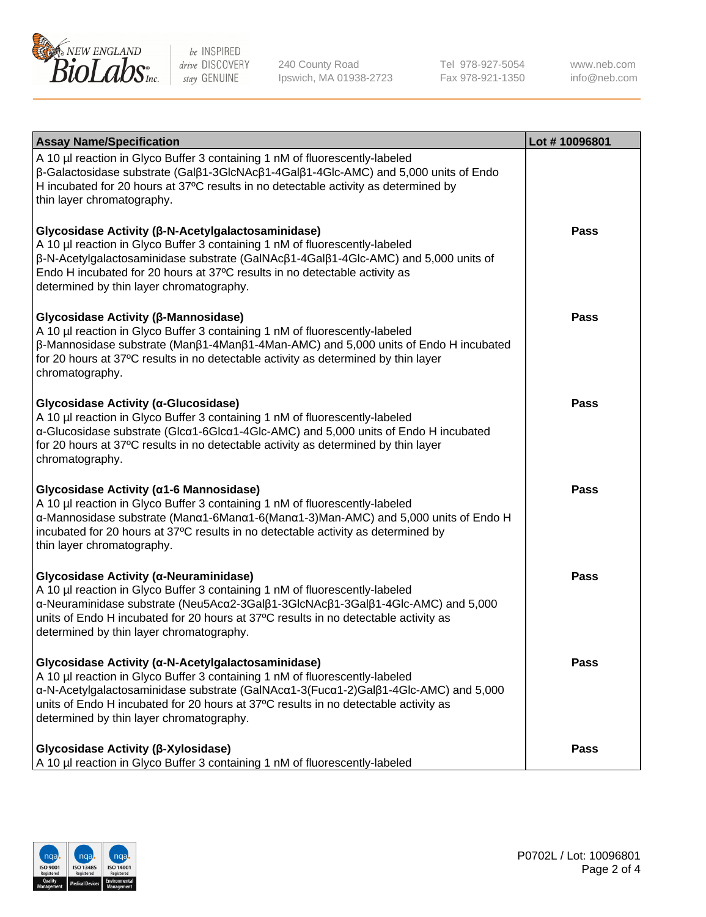| Assay Name/Specification | Lot # 10096801 |
|---|---|
| A 10 µl reaction in Glyco Buffer 3 containing 1 nM of fluorescently-labeled β-Galactosidase substrate (Galβ1-3GlcNAcβ1-4Galβ1-4Glc-AMC) and 5,000 units of Endo H incubated for 20 hours at 37ºC results in no detectable activity as determined by thin layer chromatography. | |
| **Glycosidase Activity (β-N-Acetylgalactosaminidase)**<br>A 10 µl reaction in Glyco Buffer 3 containing 1 nM of fluorescently-labeled β-N-Acetylgalactosaminidase substrate (GalNAcβ1-4Galβ1-4Glc-AMC) and 5,000 units of Endo H incubated for 20 hours at 37ºC results in no detectable activity as determined by thin layer chromatography. | **Pass** |
| **Glycosidase Activity (β-Mannosidase)**<br>A 10 µl reaction in Glyco Buffer 3 containing 1 nM of fluorescently-labeled β-Mannosidase substrate (Manβ1-4Manβ1-4Man-AMC) and 5,000 units of Endo H incubated for 20 hours at 37ºC results in no detectable activity as determined by thin layer chromatography. | **Pass** |
| **Glycosidase Activity (α-Glucosidase)**<br>A 10 µl reaction in Glyco Buffer 3 containing 1 nM of fluorescently-labeled α-Glucosidase substrate (Glcα1-6Glcα1-4Glc-AMC) and 5,000 units of Endo H incubated for 20 hours at 37ºC results in no detectable activity as determined by thin layer chromatography. | **Pass** |
| **Glycosidase Activity (α1-6 Mannosidase)**<br>A 10 µl reaction in Glyco Buffer 3 containing 1 nM of fluorescently-labeled α-Mannosidase substrate (Manα1-6Manα1-6(Manα1-3)Man-AMC) and 5,000 units of Endo H incubated for 20 hours at 37ºC results in no detectable activity as determined by thin layer chromatography. | **Pass** |
| **Glycosidase Activity (α-Neuraminidase)**<br>A 10 µl reaction in Glyco Buffer 3 containing 1 nM of fluorescently-labeled α-Neuraminidase substrate (Neu5Acα2-3Galβ1-3GlcNAcβ1-3Galβ1-4Glc-AMC) and 5,000 units of Endo H incubated for 20 hours at 37ºC results in no detectable activity as determined by thin layer chromatography. | **Pass** |
| **Glycosidase Activity (α-N-Acetylgalactosaminidase)**<br>A 10 µl reaction in Glyco Buffer 3 containing 1 nM of fluorescently-labeled α-N-Acetylgalactosaminidase substrate (GalNAcα1-3(Fucα1-2)Galβ1-4Glc-AMC) and 5,000 units of Endo H incubated for 20 hours at 37ºC results in no detectable activity as determined by thin layer chromatography. | **Pass** |
| **Glycosidase Activity (β-Xylosidase)**<br>A 10 µl reaction in Glyco Buffer 3 containing 1 nM of fluorescently-labeled | **Pass** |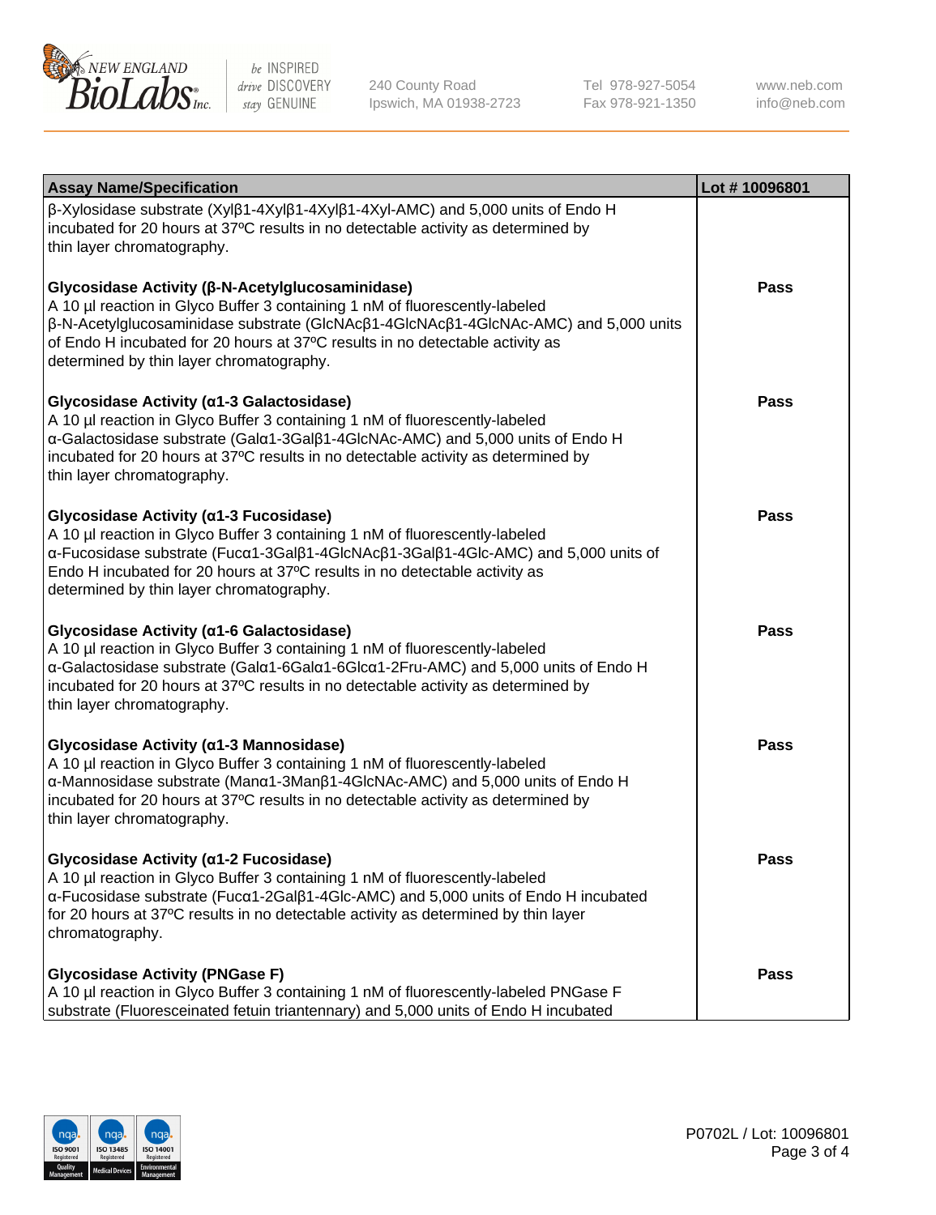| Assay Name/Specification | Lot # 10096801 |
|---|---|
| β-Xylosidase substrate (Xylβ1-4Xylβ1-4Xylβ1-4Xyl-AMC) and 5,000 units of Endo H incubated for 20 hours at 37ºC results in no detectable activity as determined by thin layer chromatography. | |
| **Glycosidase Activity (β-N-Acetylglucosaminidase)** A 10 µl reaction in Glyco Buffer 3 containing 1 nM of fluorescently-labeled β-N-Acetylglucosaminidase substrate (GlcNAcβ1-4GlcNAcβ1-4GlcNAc-AMC) and 5,000 units of Endo H incubated for 20 hours at 37ºC results in no detectable activity as determined by thin layer chromatography. | **Pass** |
| **Glycosidase Activity (α1-3 Galactosidase)** A 10 µl reaction in Glyco Buffer 3 containing 1 nM of fluorescently-labeled α-Galactosidase substrate (Galα1-3Galβ1-4GlcNAc-AMC) and 5,000 units of Endo H incubated for 20 hours at 37ºC results in no detectable activity as determined by thin layer chromatography. | **Pass** |
| **Glycosidase Activity (α1-3 Fucosidase)** A 10 µl reaction in Glyco Buffer 3 containing 1 nM of fluorescently-labeled α-Fucosidase substrate (Fucα1-3Galβ1-4GlcNAcβ1-3Galβ1-4Glc-AMC) and 5,000 units of Endo H incubated for 20 hours at 37ºC results in no detectable activity as determined by thin layer chromatography. | **Pass** |
| **Glycosidase Activity (α1-6 Galactosidase)** A 10 µl reaction in Glyco Buffer 3 containing 1 nM of fluorescently-labeled α-Galactosidase substrate (Galα1-6Galα1-6Glcα1-2Fru-AMC) and 5,000 units of Endo H incubated for 20 hours at 37ºC results in no detectable activity as determined by thin layer chromatography. | **Pass** |
| **Glycosidase Activity (α1-3 Mannosidase)** A 10 µl reaction in Glyco Buffer 3 containing 1 nM of fluorescently-labeled α-Mannosidase substrate (Manα1-3Manβ1-4GlcNAc-AMC) and 5,000 units of Endo H incubated for 20 hours at 37ºC results in no detectable activity as determined by thin layer chromatography. | **Pass** |
| **Glycosidase Activity (α1-2 Fucosidase)** A 10 µl reaction in Glyco Buffer 3 containing 1 nM of fluorescently-labeled α-Fucosidase substrate (Fucα1-2Galβ1-4Glc-AMC) and 5,000 units of Endo H incubated for 20 hours at 37ºC results in no detectable activity as determined by thin layer chromatography. | **Pass** |
| **Glycosidase Activity (PNGase F)** A 10 µl reaction in Glyco Buffer 3 containing 1 nM of fluorescently-labeled PNGase F substrate (Fluoresceinated fetuin triantennary) and 5,000 units of Endo H incubated | **Pass** |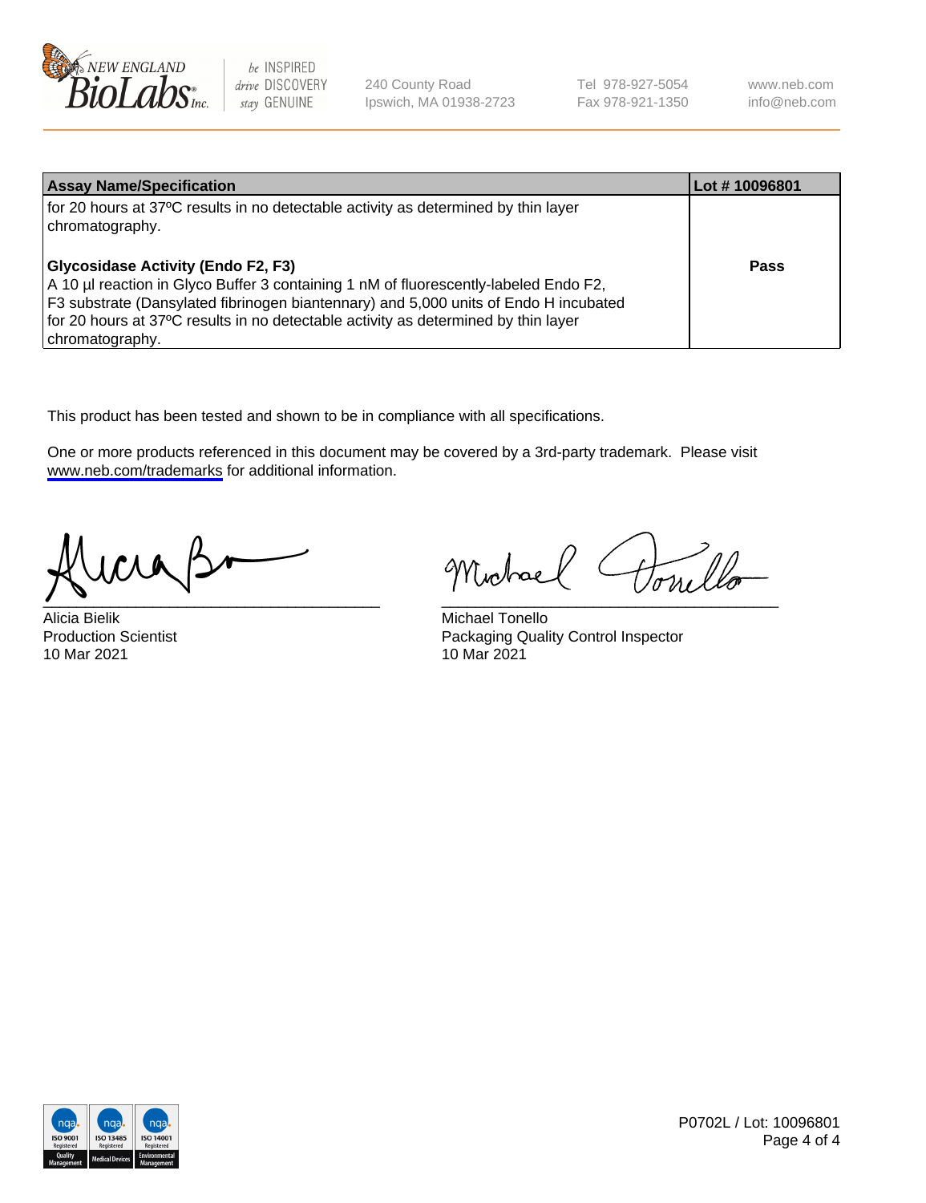| Assay Name/Specification | Lot # 10096801 |
|---|---|
| for 20 hours at 37ºC results in no detectable activity as determined by thin layer chromatography. | |
| **Glycosidase Activity (Endo F2, F3)**<br>A 10 µl reaction in Glyco Buffer 3 containing 1 nM of fluorescently-labeled Endo F2, F3 substrate (Dansylated fibrinogen biantennary) and 5,000 units of Endo H incubated for 20 hours at 37ºC results in no detectable activity as determined by thin layer chromatography. | **Pass** |

This product has been tested and shown to be in compliance with all specifications.

One or more products referenced in this document may be covered by a 3rd-party trademark. Please visit www.neb.com/trademarks for additional information.

Alicia Bielik
Production Scientist
10 Mar 2021

Michael Tonello
Packaging Quality Control Inspector
10 Mar 2021

P0702L / Lot: 10096801